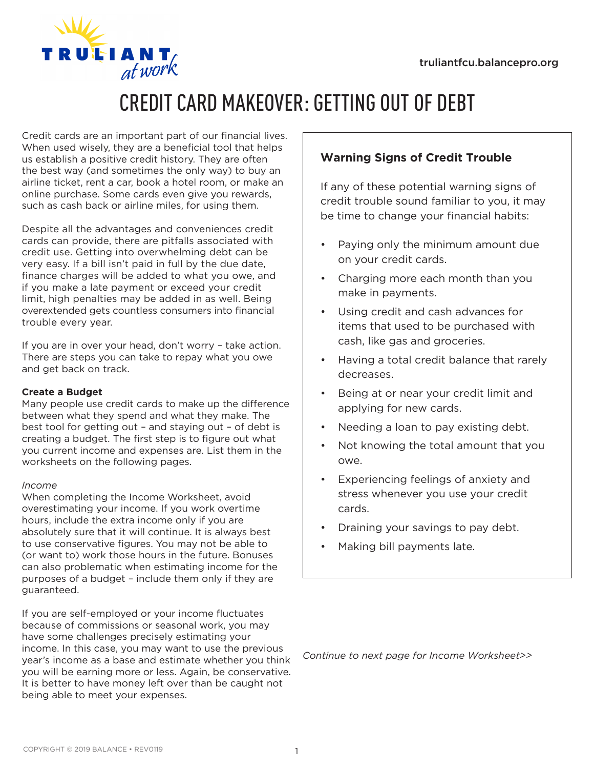truliantfcu.balancepro.org

# CREDIT CARD MAKEOVER: GETTING OUT OF DEBT

Credit cards are an important part of our financial lives. When used wisely, they are a beneficial tool that helps us establish a positive credit history. They are often the best way (and sometimes the only way) to buy an airline ticket, rent a car, book a hotel room, or make an online purchase. Some cards even give you rewards, such as cash back or airline miles, for using them.

Despite all the advantages and conveniences credit cards can provide, there are pitfalls associated with credit use. Getting into overwhelming debt can be very easy. If a bill isn't paid in full by the due date, finance charges will be added to what you owe, and if you make a late payment or exceed your credit limit, high penalties may be added in as well. Being overextended gets countless consumers into financial trouble every year.

If you are in over your head, don't worry – take action. There are steps you can take to repay what you owe and get back on track.

**Create a Budget**

Many people use credit cards to make up the difference between what they spend and what they make. The best tool for getting out – and staying out – of debt is creating a budget. The first step is to figure out what you current income and expenses are. List them in the worksheets on the following pages.

*Income*

When completing the Income Worksheet, avoid overestimating your income. If you work overtime hours, include the extra income only if you are absolutely sure that it will continue. It is always best to use conservative figures. You may not be able to (or want to) work those hours in the future. Bonuses can also problematic when estimating income for the purposes of a budget – include them only if they are guaranteed.

If you are self-employed or your income fluctuates because of commissions or seasonal work, you may have some challenges precisely estimating your income. In this case, you may want to use the previous year's income as a base and estimate whether you think you will be earning more or less. Again, be conservative. It is better to have money left over than be caught not being able to meet your expenses.

### Warning Signs of Credit Trouble

If any of these potential warning signs of credit trouble sound familiar to you, it may be time to change your financial habits:

- Paying only the minimum amount due on your credit cards.
- Charging more each month than you make in payments.
- Using credit and cash advances for items that used to be purchased with cash, like gas and groceries.
- Having a total credit balance that rarely decreases.
- Being at or near your credit limit and applying for new cards.
- Needing a loan to pay existing debt.
- Not knowing the total amount that you owe.
- Experiencing feelings of anxiety and stress whenever you use your credit cards.
- Draining your savings to pay debt.
- Making bill payments late.

*Continue to next page for Income Worksheet>>*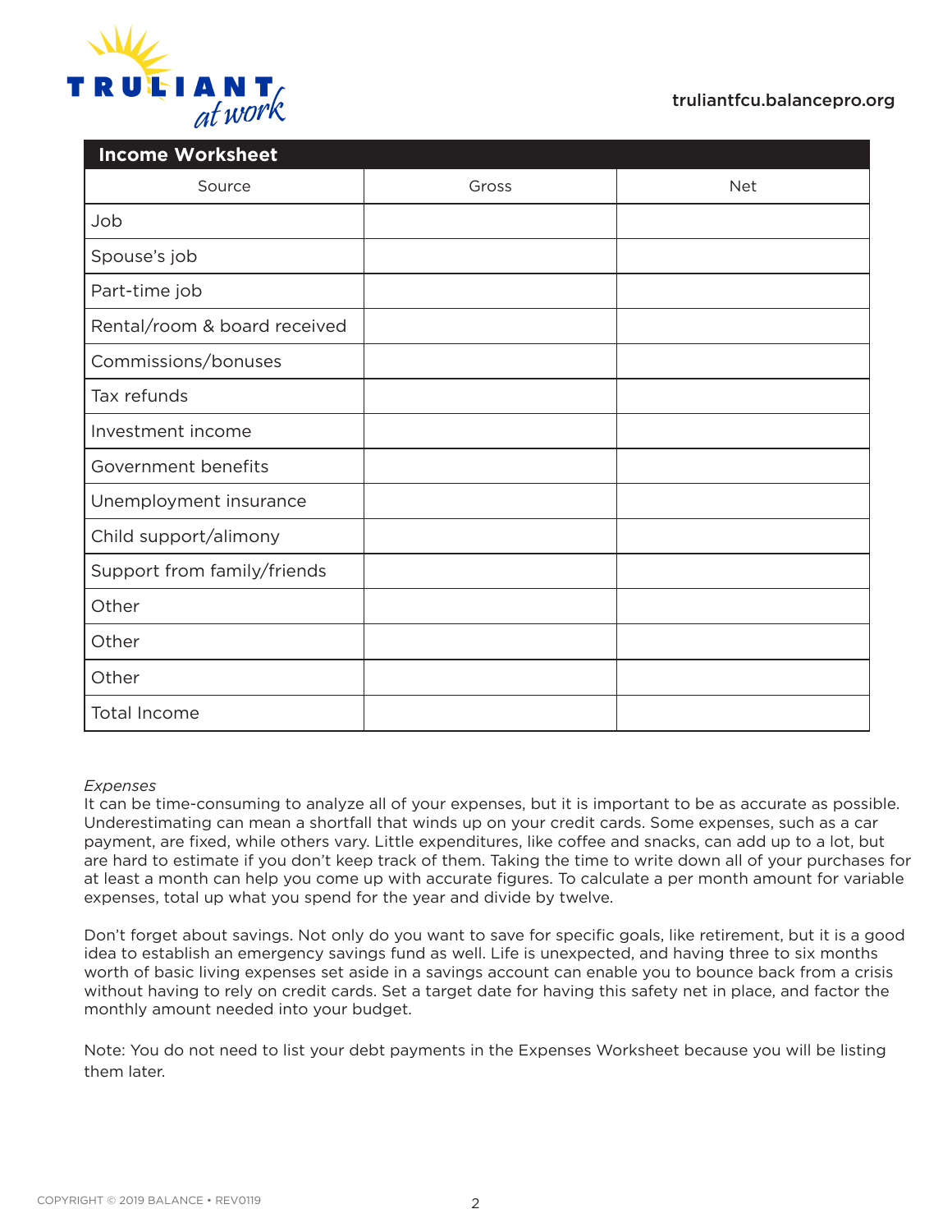## Income Worksheet

| Source | Gross | Net |
|---|---|---|
| Job | | |
| Spouse's job | | |
| Part-time job | | |
| Rental/room & board received | | |
| Commissions/bonuses | | |
| Tax refunds | | |
| Investment income | | |
| Government benefits | | |
| Unemployment insurance | | |
| Child support/alimony | | |
| Support from family/friends | | |
| Other | | |
| Other | | |
| Other | | |
| Total Income | | |

*Expenses*

It can be time-consuming to analyze all of your expenses, but it is important to be as accurate as possible. Underestimating can mean a shortfall that winds up on your credit cards. Some expenses, such as a car payment, are fixed, while others vary. Little expenditures, like coffee and snacks, can add up to a lot, but are hard to estimate if you don't keep track of them. Taking the time to write down all of your purchases for at least a month can help you come up with accurate figures. To calculate a per month amount for variable expenses, total up what you spend for the year and divide by twelve.

Don't forget about savings. Not only do you want to save for specific goals, like retirement, but it is a good idea to establish an emergency savings fund as well. Life is unexpected, and having three to six months worth of basic living expenses set aside in a savings account can enable you to bounce back from a crisis without having to rely on credit cards. Set a target date for having this safety net in place, and factor the monthly amount needed into your budget.

Note: You do not need to list your debt payments in the Expenses Worksheet because you will be listing them later.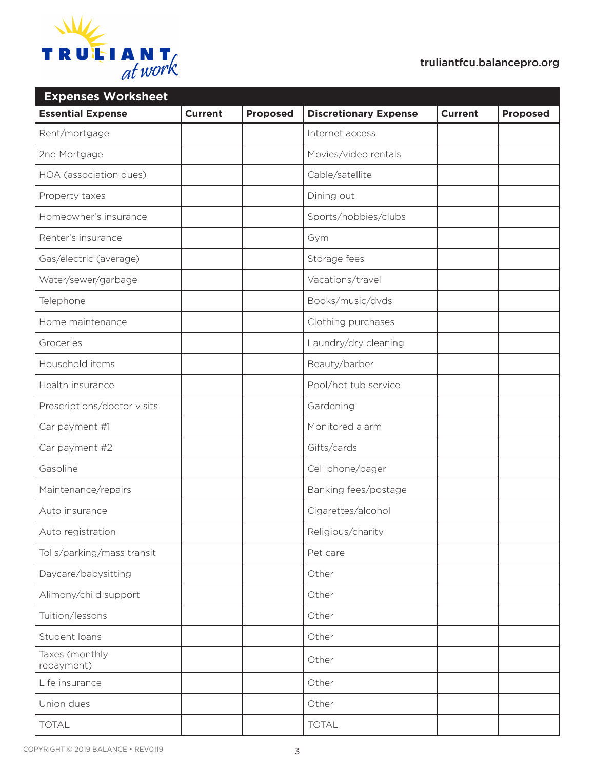## Expenses Worksheet

| Essential Expense | Current | Proposed | Discretionary Expense | Current | Proposed |
|---|---|---|---|---|---|
| Rent/mortgage | | | Internet access | | |
| 2nd Mortgage | | | Movies/video rentals | | |
| HOA (association dues) | | | Cable/satellite | | |
| Property taxes | | | Dining out | | |
| Homeowner's insurance | | | Sports/hobbies/clubs | | |
| Renter's insurance | | | Gym | | |
| Gas/electric (average) | | | Storage fees | | |
| Water/sewer/garbage | | | Vacations/travel | | |
| Telephone | | | Books/music/dvds | | |
| Home maintenance | | | Clothing purchases | | |
| Groceries | | | Laundry/dry cleaning | | |
| Household items | | | Beauty/barber | | |
| Health insurance | | | Pool/hot tub service | | |
| Prescriptions/doctor visits | | | Gardening | | |
| Car payment #1 | | | Monitored alarm | | |
| Car payment #2 | | | Gifts/cards | | |
| Gasoline | | | Cell phone/pager | | |
| Maintenance/repairs | | | Banking fees/postage | | |
| Auto insurance | | | Cigarettes/alcohol | | |
| Auto registration | | | Religious/charity | | |
| Tolls/parking/mass transit | | | Pet care | | |
| Daycare/babysitting | | | Other | | |
| Alimony/child support | | | Other | | |
| Tuition/lessons | | | Other | | |
| Student loans | | | Other | | |
| Taxes (monthly repayment) | | | Other | | |
| Life insurance | | | Other | | |
| Union dues | | | Other | | |
| TOTAL | | | TOTAL | | |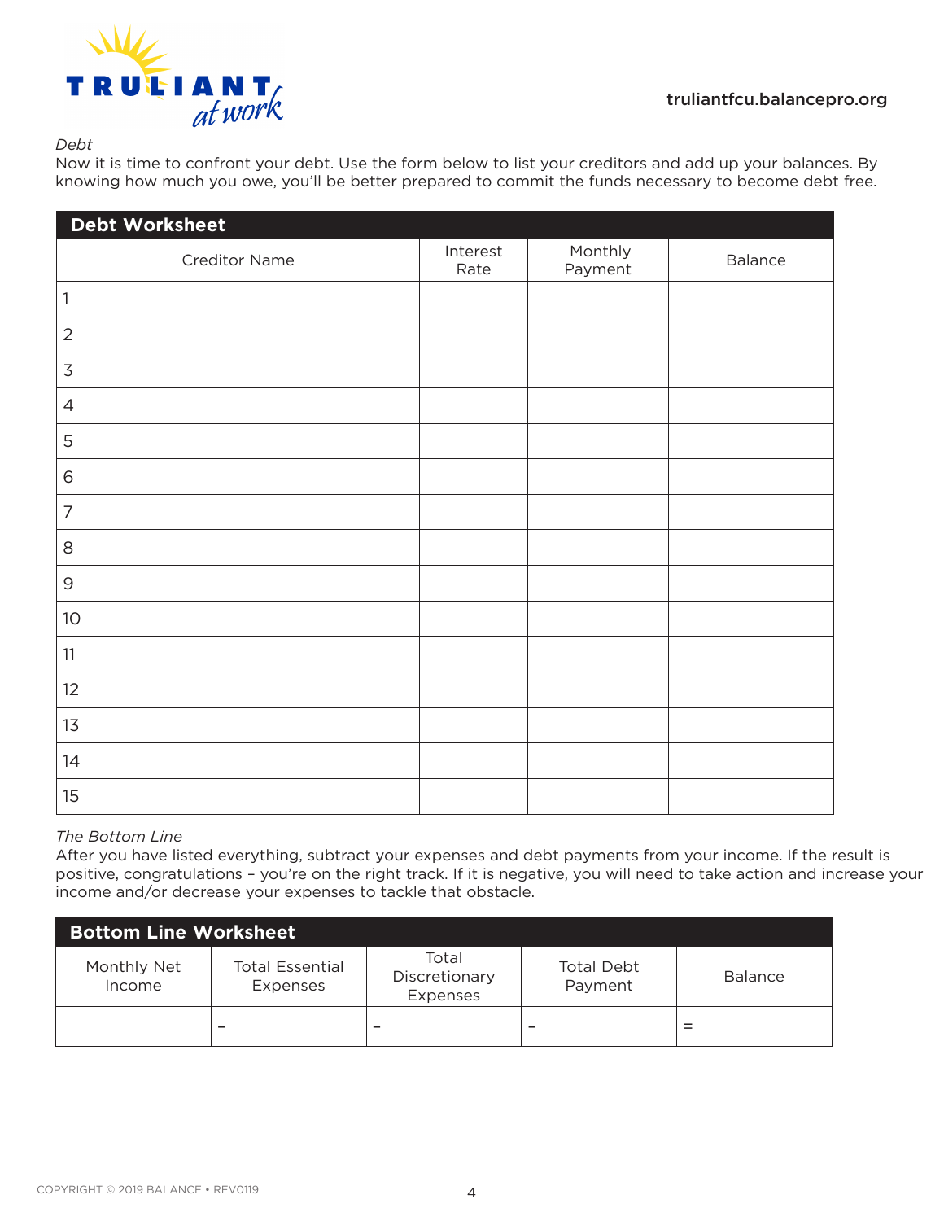*Debt*

Now it is time to confront your debt. Use the form below to list your creditors and add up your balances. By knowing how much you owe, you'll be better prepared to commit the funds necessary to become debt free.

**Debt Worksheet**

| Creditor Name | Interest Rate | Monthly Payment | Balance |
|---|---|---|---|
| 1 | | | |
| 2 | | | |
| 3 | | | |
| 4 | | | |
| 5 | | | |
| 6 | | | |
| 7 | | | |
| 8 | | | |
| 9 | | | |
| 10 | | | |
| 11 | | | |
| 12 | | | |
| 13 | | | |
| 14 | | | |
| 15 | | | |

*The Bottom Line*

After you have listed everything, subtract your expenses and debt payments from your income. If the result is positive, congratulations – you're on the right track. If it is negative, you will need to take action and increase your income and/or decrease your expenses to tackle that obstacle.

**Bottom Line Worksheet**

| Monthly Net Income | Total Essential Expenses | Total Discretionary Expenses | Total Debt Payment | Balance |
|---|---|---|---|---|
| | – | – | – | = |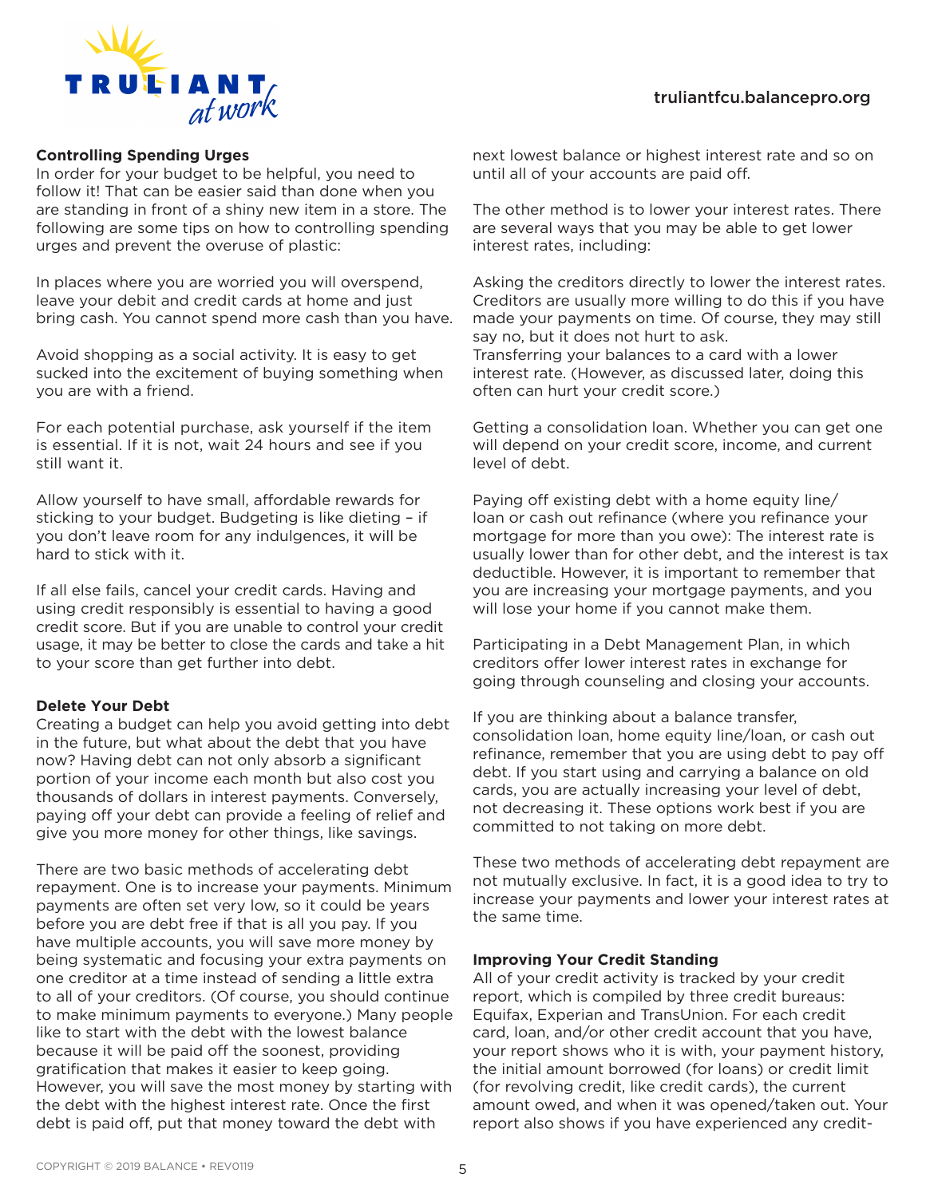**Controlling Spending Urges**

In order for your budget to be helpful, you need to follow it! That can be easier said than done when you are standing in front of a shiny new item in a store. The following are some tips on how to controlling spending urges and prevent the overuse of plastic:

In places where you are worried you will overspend, leave your debit and credit cards at home and just bring cash. You cannot spend more cash than you have.

Avoid shopping as a social activity. It is easy to get sucked into the excitement of buying something when you are with a friend.

For each potential purchase, ask yourself if the item is essential. If it is not, wait 24 hours and see if you still want it.

Allow yourself to have small, affordable rewards for sticking to your budget. Budgeting is like dieting – if you don't leave room for any indulgences, it will be hard to stick with it.

If all else fails, cancel your credit cards. Having and using credit responsibly is essential to having a good credit score. But if you are unable to control your credit usage, it may be better to close the cards and take a hit to your score than get further into debt.

**Delete Your Debt**

Creating a budget can help you avoid getting into debt in the future, but what about the debt that you have now? Having debt can not only absorb a significant portion of your income each month but also cost you thousands of dollars in interest payments. Conversely, paying off your debt can provide a feeling of relief and give you more money for other things, like savings.

There are two basic methods of accelerating debt repayment. One is to increase your payments. Minimum payments are often set very low, so it could be years before you are debt free if that is all you pay. If you have multiple accounts, you will save more money by being systematic and focusing your extra payments on one creditor at a time instead of sending a little extra to all of your creditors. (Of course, you should continue to make minimum payments to everyone.) Many people like to start with the debt with the lowest balance because it will be paid off the soonest, providing gratification that makes it easier to keep going. However, you will save the most money by starting with the debt with the highest interest rate. Once the first debt is paid off, put that money toward the debt with next lowest balance or highest interest rate and so on until all of your accounts are paid off.

The other method is to lower your interest rates. There are several ways that you may be able to get lower interest rates, including:

Asking the creditors directly to lower the interest rates. Creditors are usually more willing to do this if you have made your payments on time. Of course, they may still say no, but it does not hurt to ask.

Transferring your balances to a card with a lower interest rate. (However, as discussed later, doing this often can hurt your credit score.)

Getting a consolidation loan. Whether you can get one will depend on your credit score, income, and current level of debt.

Paying off existing debt with a home equity line/loan or cash out refinance (where you refinance your mortgage for more than you owe): The interest rate is usually lower than for other debt, and the interest is tax deductible. However, it is important to remember that you are increasing your mortgage payments, and you will lose your home if you cannot make them.

Participating in a Debt Management Plan, in which creditors offer lower interest rates in exchange for going through counseling and closing your accounts.

If you are thinking about a balance transfer, consolidation loan, home equity line/loan, or cash out refinance, remember that you are using debt to pay off debt. If you start using and carrying a balance on old cards, you are actually increasing your level of debt, not decreasing it. These options work best if you are committed to not taking on more debt.

These two methods of accelerating debt repayment are not mutually exclusive. In fact, it is a good idea to try to increase your payments and lower your interest rates at the same time.

**Improving Your Credit Standing**

All of your credit activity is tracked by your credit report, which is compiled by three credit bureaus: Equifax, Experian and TransUnion. For each credit card, loan, and/or other credit account that you have, your report shows who it is with, your payment history, the initial amount borrowed (for loans) or credit limit (for revolving credit, like credit cards), the current amount owed, and when it was opened/taken out. Your report also shows if you have experienced any credit-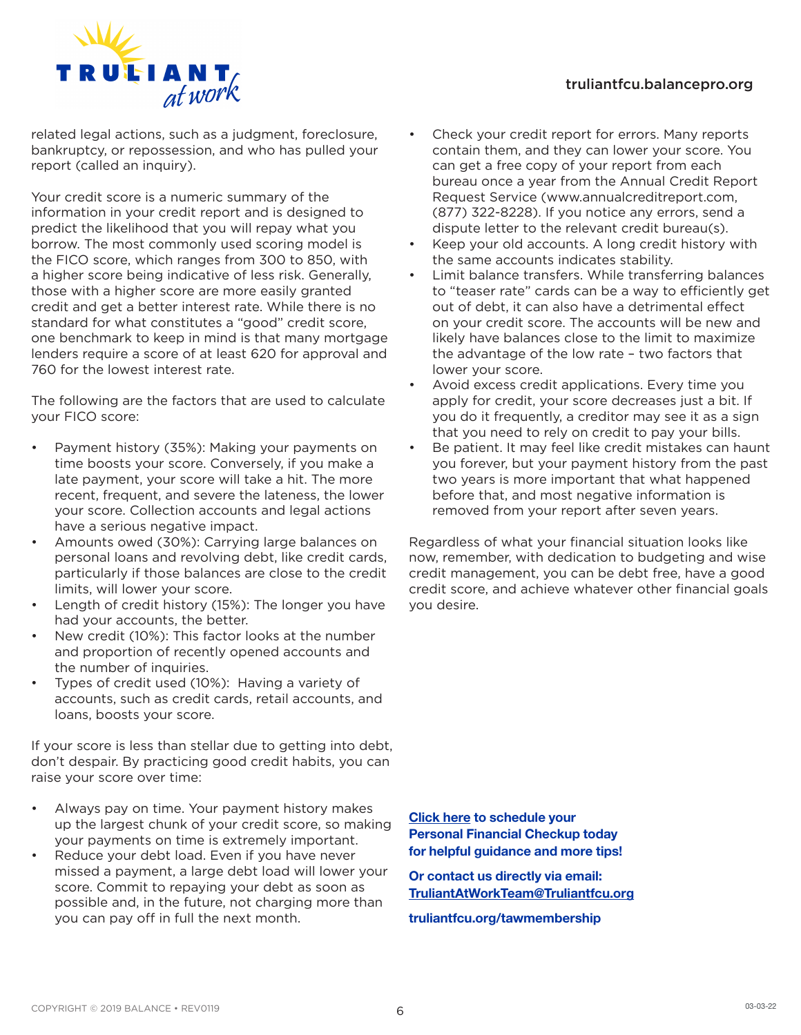related legal actions, such as a judgment, foreclosure, bankruptcy, or repossession, and who has pulled your report (called an inquiry).

Your credit score is a numeric summary of the information in your credit report and is designed to predict the likelihood that you will repay what you borrow. The most commonly used scoring model is the FICO score, which ranges from 300 to 850, with a higher score being indicative of less risk. Generally, those with a higher score are more easily granted credit and get a better interest rate. While there is no standard for what constitutes a "good" credit score, one benchmark to keep in mind is that many mortgage lenders require a score of at least 620 for approval and 760 for the lowest interest rate.

The following are the factors that are used to calculate your FICO score:

- Payment history (35%): Making your payments on time boosts your score. Conversely, if you make a late payment, your score will take a hit. The more recent, frequent, and severe the lateness, the lower your score. Collection accounts and legal actions have a serious negative impact.
- Amounts owed (30%): Carrying large balances on personal loans and revolving debt, like credit cards, particularly if those balances are close to the credit limits, will lower your score.
- Length of credit history (15%): The longer you have had your accounts, the better.
- New credit (10%): This factor looks at the number and proportion of recently opened accounts and the number of inquiries.
- Types of credit used (10%): Having a variety of accounts, such as credit cards, retail accounts, and loans, boosts your score.

If your score is less than stellar due to getting into debt, don't despair. By practicing good credit habits, you can raise your score over time:

- Always pay on time. Your payment history makes up the largest chunk of your credit score, so making your payments on time is extremely important.
- Reduce your debt load. Even if you have never missed a payment, a large debt load will lower your score. Commit to repaying your debt as soon as possible and, in the future, not charging more than you can pay off in full the next month.
- Check your credit report for errors. Many reports contain them, and they can lower your score. You can get a free copy of your report from each bureau once a year from the Annual Credit Report Request Service (www.annualcreditreport.com, (877) 322-8228). If you notice any errors, send a dispute letter to the relevant credit bureau(s).
- Keep your old accounts. A long credit history with the same accounts indicates stability.
- Limit balance transfers. While transferring balances to "teaser rate" cards can be a way to efficiently get out of debt, it can also have a detrimental effect on your credit score. The accounts will be new and likely have balances close to the limit to maximize the advantage of the low rate – two factors that lower your score.
- Avoid excess credit applications. Every time you apply for credit, your score decreases just a bit. If you do it frequently, a creditor may see it as a sign that you need to rely on credit to pay your bills.
- Be patient. It may feel like credit mistakes can haunt you forever, but your payment history from the past two years is more important that what happened before that, and most negative information is removed from your report after seven years.

Regardless of what your financial situation looks like now, remember, with dedication to budgeting and wise credit management, you can be debt free, have a good credit score, and achieve whatever other financial goals you desire.

**Click here to schedule your Personal Financial Checkup today for helpful guidance and more tips!**

**Or contact us directly via email: TruliantAtWorkTeam@Truliantfcu.org**

**truliantfcu.org/tawmembership**